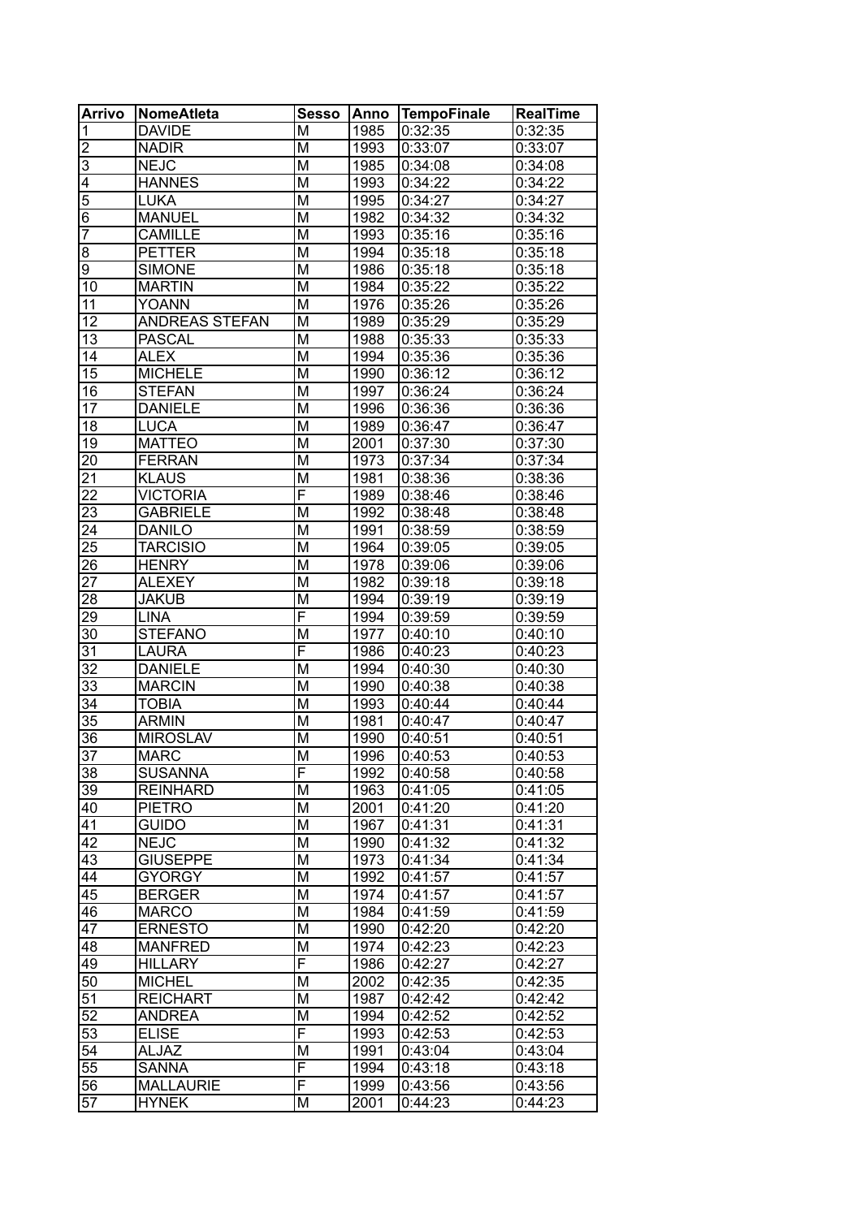| Arrivo | NomeAtleta | Sesso | Anno | TempoFinale | RealTime |
|---|---|---|---|---|---|
| 1 | DAVIDE | M | 1985 | 0:32:35 | 0:32:35 |
| 2 | NADIR | M | 1993 | 0:33:07 | 0:33:07 |
| 3 | NEJC | M | 1985 | 0:34:08 | 0:34:08 |
| 4 | HANNES | M | 1993 | 0:34:22 | 0:34:22 |
| 5 | LUKA | M | 1995 | 0:34:27 | 0:34:27 |
| 6 | MANUEL | M | 1982 | 0:34:32 | 0:34:32 |
| 7 | CAMILLE | M | 1993 | 0:35:16 | 0:35:16 |
| 8 | PETTER | M | 1994 | 0:35:18 | 0:35:18 |
| 9 | SIMONE | M | 1986 | 0:35:18 | 0:35:18 |
| 10 | MARTIN | M | 1984 | 0:35:22 | 0:35:22 |
| 11 | YOANN | M | 1976 | 0:35:26 | 0:35:26 |
| 12 | ANDREAS STEFAN | M | 1989 | 0:35:29 | 0:35:29 |
| 13 | PASCAL | M | 1988 | 0:35:33 | 0:35:33 |
| 14 | ALEX | M | 1994 | 0:35:36 | 0:35:36 |
| 15 | MICHELE | M | 1990 | 0:36:12 | 0:36:12 |
| 16 | STEFAN | M | 1997 | 0:36:24 | 0:36:24 |
| 17 | DANIELE | M | 1996 | 0:36:36 | 0:36:36 |
| 18 | LUCA | M | 1989 | 0:36:47 | 0:36:47 |
| 19 | MATTEO | M | 2001 | 0:37:30 | 0:37:30 |
| 20 | FERRAN | M | 1973 | 0:37:34 | 0:37:34 |
| 21 | KLAUS | M | 1981 | 0:38:36 | 0:38:36 |
| 22 | VICTORIA | F | 1989 | 0:38:46 | 0:38:46 |
| 23 | GABRIELE | M | 1992 | 0:38:48 | 0:38:48 |
| 24 | DANILO | M | 1991 | 0:38:59 | 0:38:59 |
| 25 | TARCISIO | M | 1964 | 0:39:05 | 0:39:05 |
| 26 | HENRY | M | 1978 | 0:39:06 | 0:39:06 |
| 27 | ALEXEY | M | 1982 | 0:39:18 | 0:39:18 |
| 28 | JAKUB | M | 1994 | 0:39:19 | 0:39:19 |
| 29 | LINA | F | 1994 | 0:39:59 | 0:39:59 |
| 30 | STEFANO | M | 1977 | 0:40:10 | 0:40:10 |
| 31 | LAURA | F | 1986 | 0:40:23 | 0:40:23 |
| 32 | DANIELE | M | 1994 | 0:40:30 | 0:40:30 |
| 33 | MARCIN | M | 1990 | 0:40:38 | 0:40:38 |
| 34 | TOBIA | M | 1993 | 0:40:44 | 0:40:44 |
| 35 | ARMIN | M | 1981 | 0:40:47 | 0:40:47 |
| 36 | MIROSLAV | M | 1990 | 0:40:51 | 0:40:51 |
| 37 | MARC | M | 1996 | 0:40:53 | 0:40:53 |
| 38 | SUSANNA | F | 1992 | 0:40:58 | 0:40:58 |
| 39 | REINHARD | M | 1963 | 0:41:05 | 0:41:05 |
| 40 | PIETRO | M | 2001 | 0:41:20 | 0:41:20 |
| 41 | GUIDO | M | 1967 | 0:41:31 | 0:41:31 |
| 42 | NEJC | M | 1990 | 0:41:32 | 0:41:32 |
| 43 | GIUSEPPE | M | 1973 | 0:41:34 | 0:41:34 |
| 44 | GYORGY | M | 1992 | 0:41:57 | 0:41:57 |
| 45 | BERGER | M | 1974 | 0:41:57 | 0:41:57 |
| 46 | MARCO | M | 1984 | 0:41:59 | 0:41:59 |
| 47 | ERNESTO | M | 1990 | 0:42:20 | 0:42:20 |
| 48 | MANFRED | M | 1974 | 0:42:23 | 0:42:23 |
| 49 | HILLARY | F | 1986 | 0:42:27 | 0:42:27 |
| 50 | MICHEL | M | 2002 | 0:42:35 | 0:42:35 |
| 51 | REICHART | M | 1987 | 0:42:42 | 0:42:42 |
| 52 | ANDREA | M | 1994 | 0:42:52 | 0:42:52 |
| 53 | ELISE | F | 1993 | 0:42:53 | 0:42:53 |
| 54 | ALJAZ | M | 1991 | 0:43:04 | 0:43:04 |
| 55 | SANNA | F | 1994 | 0:43:18 | 0:43:18 |
| 56 | MALLAURIE | F | 1999 | 0:43:56 | 0:43:56 |
| 57 | HYNEK | M | 2001 | 0:44:23 | 0:44:23 |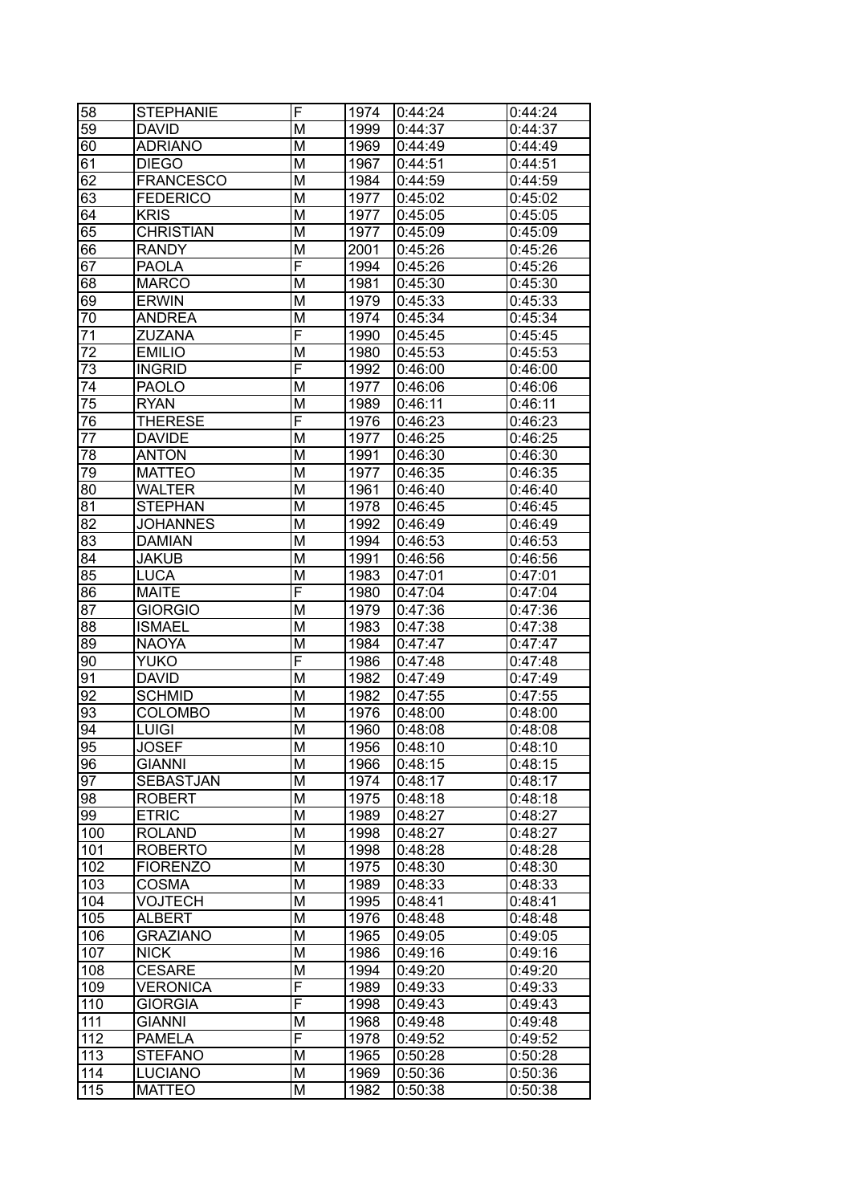| 58 | STEPHANIE | F | 1974 | 0:44:24 | 0:44:24 |
|---|---|---|---|---|---|
| 59 | DAVID | M | 1999 | 0:44:37 | 0:44:37 |
| 60 | ADRIANO | M | 1969 | 0:44:49 | 0:44:49 |
| 61 | DIEGO | M | 1967 | 0:44:51 | 0:44:51 |
| 62 | FRANCESCO | M | 1984 | 0:44:59 | 0:44:59 |
| 63 | FEDERICO | M | 1977 | 0:45:02 | 0:45:02 |
| 64 | KRIS | M | 1977 | 0:45:05 | 0:45:05 |
| 65 | CHRISTIAN | M | 1977 | 0:45:09 | 0:45:09 |
| 66 | RANDY | M | 2001 | 0:45:26 | 0:45:26 |
| 67 | PAOLA | F | 1994 | 0:45:26 | 0:45:26 |
| 68 | MARCO | M | 1981 | 0:45:30 | 0:45:30 |
| 69 | ERWIN | M | 1979 | 0:45:33 | 0:45:33 |
| 70 | ANDREA | M | 1974 | 0:45:34 | 0:45:34 |
| 71 | ZUZANA | F | 1990 | 0:45:45 | 0:45:45 |
| 72 | EMILIO | M | 1980 | 0:45:53 | 0:45:53 |
| 73 | INGRID | F | 1992 | 0:46:00 | 0:46:00 |
| 74 | PAOLO | M | 1977 | 0:46:06 | 0:46:06 |
| 75 | RYAN | M | 1989 | 0:46:11 | 0:46:11 |
| 76 | THERESE | F | 1976 | 0:46:23 | 0:46:23 |
| 77 | DAVIDE | M | 1977 | 0:46:25 | 0:46:25 |
| 78 | ANTON | M | 1991 | 0:46:30 | 0:46:30 |
| 79 | MATTEO | M | 1977 | 0:46:35 | 0:46:35 |
| 80 | WALTER | M | 1961 | 0:46:40 | 0:46:40 |
| 81 | STEPHAN | M | 1978 | 0:46:45 | 0:46:45 |
| 82 | JOHANNES | M | 1992 | 0:46:49 | 0:46:49 |
| 83 | DAMIAN | M | 1994 | 0:46:53 | 0:46:53 |
| 84 | JAKUB | M | 1991 | 0:46:56 | 0:46:56 |
| 85 | LUCA | M | 1983 | 0:47:01 | 0:47:01 |
| 86 | MAITE | F | 1980 | 0:47:04 | 0:47:04 |
| 87 | GIORGIO | M | 1979 | 0:47:36 | 0:47:36 |
| 88 | ISMAEL | M | 1983 | 0:47:38 | 0:47:38 |
| 89 | NAOYA | M | 1984 | 0:47:47 | 0:47:47 |
| 90 | YUKO | F | 1986 | 0:47:48 | 0:47:48 |
| 91 | DAVID | M | 1982 | 0:47:49 | 0:47:49 |
| 92 | SCHMID | M | 1982 | 0:47:55 | 0:47:55 |
| 93 | COLOMBO | M | 1976 | 0:48:00 | 0:48:00 |
| 94 | LUIGI | M | 1960 | 0:48:08 | 0:48:08 |
| 95 | JOSEF | M | 1956 | 0:48:10 | 0:48:10 |
| 96 | GIANNI | M | 1966 | 0:48:15 | 0:48:15 |
| 97 | SEBASTJAN | M | 1974 | 0:48:17 | 0:48:17 |
| 98 | ROBERT | M | 1975 | 0:48:18 | 0:48:18 |
| 99 | ETRIC | M | 1989 | 0:48:27 | 0:48:27 |
| 100 | ROLAND | M | 1998 | 0:48:27 | 0:48:27 |
| 101 | ROBERTO | M | 1998 | 0:48:28 | 0:48:28 |
| 102 | FIORENZO | M | 1975 | 0:48:30 | 0:48:30 |
| 103 | COSMA | M | 1989 | 0:48:33 | 0:48:33 |
| 104 | VOJTECH | M | 1995 | 0:48:41 | 0:48:41 |
| 105 | ALBERT | M | 1976 | 0:48:48 | 0:48:48 |
| 106 | GRAZIANO | M | 1965 | 0:49:05 | 0:49:05 |
| 107 | NICK | M | 1986 | 0:49:16 | 0:49:16 |
| 108 | CESARE | M | 1994 | 0:49:20 | 0:49:20 |
| 109 | VERONICA | F | 1989 | 0:49:33 | 0:49:33 |
| 110 | GIORGIA | F | 1998 | 0:49:43 | 0:49:43 |
| 111 | GIANNI | M | 1968 | 0:49:48 | 0:49:48 |
| 112 | PAMELA | F | 1978 | 0:49:52 | 0:49:52 |
| 113 | STEFANO | M | 1965 | 0:50:28 | 0:50:28 |
| 114 | LUCIANO | M | 1969 | 0:50:36 | 0:50:36 |
| 115 | MATTEO | M | 1982 | 0:50:38 | 0:50:38 |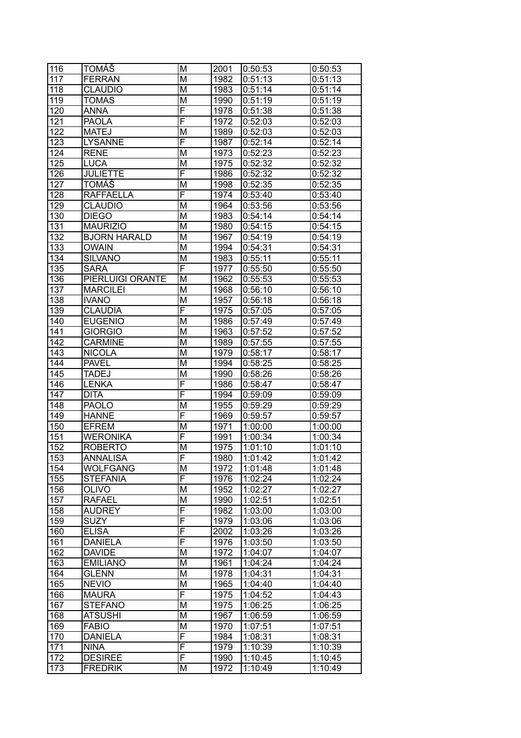| 116 | TOMÁŠ | M | 2001 | 0:50:53 | 0:50:53 |
|---|---|---|---|---|---|
| 117 | FERRAN | M | 1982 | 0:51:13 | 0:51:13 |
| 118 | CLAUDIO | M | 1983 | 0:51:14 | 0:51:14 |
| 119 | TOMAS | M | 1990 | 0:51:19 | 0:51:19 |
| 120 | ANNA | F | 1978 | 0:51:38 | 0:51:38 |
| 121 | PAOLA | F | 1972 | 0:52:03 | 0:52:03 |
| 122 | MATEJ | M | 1989 | 0:52:03 | 0:52:03 |
| 123 | LYSANNE | F | 1987 | 0:52:14 | 0:52:14 |
| 124 | RENE | M | 1973 | 0:52:23 | 0:52:23 |
| 125 | LUCA | M | 1975 | 0:52:32 | 0:52:32 |
| 126 | JULIETTE | F | 1986 | 0:52:32 | 0:52:32 |
| 127 | TOMÁŠ | M | 1998 | 0:52:35 | 0:52:35 |
| 128 | RAFFAELLA | F | 1974 | 0:53:40 | 0:53:40 |
| 129 | CLAUDIO | M | 1964 | 0:53:56 | 0:53:56 |
| 130 | DIEGO | M | 1983 | 0:54:14 | 0:54:14 |
| 131 | MAURIZIO | M | 1980 | 0:54:15 | 0:54:15 |
| 132 | BJORN HARALD | M | 1967 | 0:54:19 | 0:54:19 |
| 133 | OWAIN | M | 1994 | 0:54:31 | 0:54:31 |
| 134 | SILVANO | M | 1983 | 0:55:11 | 0:55:11 |
| 135 | SARA | F | 1977 | 0:55:50 | 0:55:50 |
| 136 | PIERLUIGI ORANTE | M | 1962 | 0:55:53 | 0:55:53 |
| 137 | MARCILEI | M | 1968 | 0:56:10 | 0:56:10 |
| 138 | IVANO | M | 1957 | 0:56:18 | 0:56:18 |
| 139 | CLAUDIA | F | 1975 | 0:57:05 | 0:57:05 |
| 140 | EUGENIO | M | 1986 | 0:57:49 | 0:57:49 |
| 141 | GIORGIO | M | 1963 | 0:57:52 | 0:57:52 |
| 142 | CARMINE | M | 1989 | 0:57:55 | 0:57:55 |
| 143 | NICOLA | M | 1979 | 0:58:17 | 0:58:17 |
| 144 | PAVEL | M | 1994 | 0:58:25 | 0:58:25 |
| 145 | TADEJ | M | 1990 | 0:58:26 | 0:58:26 |
| 146 | LENKA | F | 1986 | 0:58:47 | 0:58:47 |
| 147 | DITA | F | 1994 | 0:59:09 | 0:59:09 |
| 148 | PAOLO | M | 1955 | 0:59:29 | 0:59:29 |
| 149 | HANNE | F | 1969 | 0:59:57 | 0:59:57 |
| 150 | EFREM | M | 1971 | 1:00:00 | 1:00:00 |
| 151 | WERONIKA | F | 1991 | 1:00:34 | 1:00:34 |
| 152 | ROBERTO | M | 1975 | 1:01:10 | 1:01:10 |
| 153 | ANNALISA | F | 1980 | 1:01:42 | 1:01:42 |
| 154 | WOLFGANG | M | 1972 | 1:01:48 | 1:01:48 |
| 155 | STEFANIA | F | 1976 | 1:02:24 | 1:02:24 |
| 156 | OLIVO | M | 1952 | 1:02:27 | 1:02:27 |
| 157 | RAFAEL | M | 1990 | 1:02:51 | 1:02:51 |
| 158 | AUDREY | F | 1982 | 1:03:00 | 1:03:00 |
| 159 | SUZY | F | 1979 | 1:03:06 | 1:03:06 |
| 160 | ELISA | F | 2002 | 1:03:26 | 1:03:26 |
| 161 | DANIELA | F | 1976 | 1:03:50 | 1:03:50 |
| 162 | DAVIDE | M | 1972 | 1:04:07 | 1:04:07 |
| 163 | EMILIANO | M | 1961 | 1:04:24 | 1:04:24 |
| 164 | GLENN | M | 1978 | 1:04:31 | 1:04:31 |
| 165 | NEVIO | M | 1965 | 1:04:40 | 1:04:40 |
| 166 | MAURA | F | 1975 | 1:04:52 | 1:04:43 |
| 167 | STEFANO | M | 1975 | 1:06:25 | 1:06:25 |
| 168 | ATSUSHI | M | 1967 | 1:06:59 | 1:06:59 |
| 169 | FABIO | M | 1970 | 1:07:51 | 1:07:51 |
| 170 | DANIELA | F | 1984 | 1:08:31 | 1:08:31 |
| 171 | NINA | F | 1979 | 1:10:39 | 1:10:39 |
| 172 | DESIREE | F | 1990 | 1:10:45 | 1:10:45 |
| 173 | FREDRIK | M | 1972 | 1:10:49 | 1:10:49 |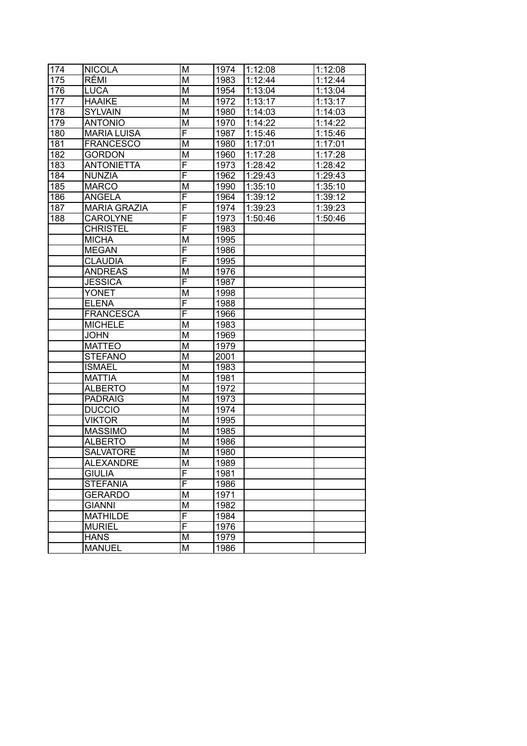| | | | | | |
|---|---|---|---|---|---|
| 174 | NICOLA | M | 1974 | 1:12:08 | 1:12:08 |
| 175 | RÉMI | M | 1983 | 1:12:44 | 1:12:44 |
| 176 | LUCA | M | 1954 | 1:13:04 | 1:13:04 |
| 177 | HAAIKE | M | 1972 | 1:13:17 | 1:13:17 |
| 178 | SYLVAIN | M | 1980 | 1:14:03 | 1:14:03 |
| 179 | ANTONIO | M | 1970 | 1:14:22 | 1:14:22 |
| 180 | MARIA LUISA | F | 1987 | 1:15:46 | 1:15:46 |
| 181 | FRANCESCO | M | 1980 | 1:17:01 | 1:17:01 |
| 182 | GORDON | M | 1960 | 1:17:28 | 1:17:28 |
| 183 | ANTONIETTA | F | 1973 | 1:28:42 | 1:28:42 |
| 184 | NUNZIA | F | 1962 | 1:29:43 | 1:29:43 |
| 185 | MARCO | M | 1990 | 1:35:10 | 1:35:10 |
| 186 | ANGELA | F | 1964 | 1:39:12 | 1:39:12 |
| 187 | MARIA GRAZIA | F | 1974 | 1:39:23 | 1:39:23 |
| 188 | CAROLYNE | F | 1973 | 1:50:46 | 1:50:46 |
| | CHRISTEL | F | 1983 | | |
| | MICHA | M | 1995 | | |
| | MEGAN | F | 1986 | | |
| | CLAUDIA | F | 1995 | | |
| | ANDREAS | M | 1976 | | |
| | JESSICA | F | 1987 | | |
| | YONET | M | 1998 | | |
| | ELENA | F | 1988 | | |
| | FRANCESCA | F | 1966 | | |
| | MICHELE | M | 1983 | | |
| | JOHN | M | 1969 | | |
| | MATTEO | M | 1979 | | |
| | STEFANO | M | 2001 | | |
| | ISMAEL | M | 1983 | | |
| | MATTIA | M | 1981 | | |
| | ALBERTO | M | 1972 | | |
| | PADRAIG | M | 1973 | | |
| | DUCCIO | M | 1974 | | |
| | VIKTOR | M | 1995 | | |
| | MASSIMO | M | 1985 | | |
| | ALBERTO | M | 1986 | | |
| | SALVATORE | M | 1980 | | |
| | ALEXANDRE | M | 1989 | | |
| | GIULIA | F | 1981 | | |
| | STEFANIA | F | 1986 | | |
| | GERARDO | M | 1971 | | |
| | GIANNI | M | 1982 | | |
| | MATHILDE | F | 1984 | | |
| | MURIEL | F | 1976 | | |
| | HANS | M | 1979 | | |
| | MANUEL | M | 1986 | | |